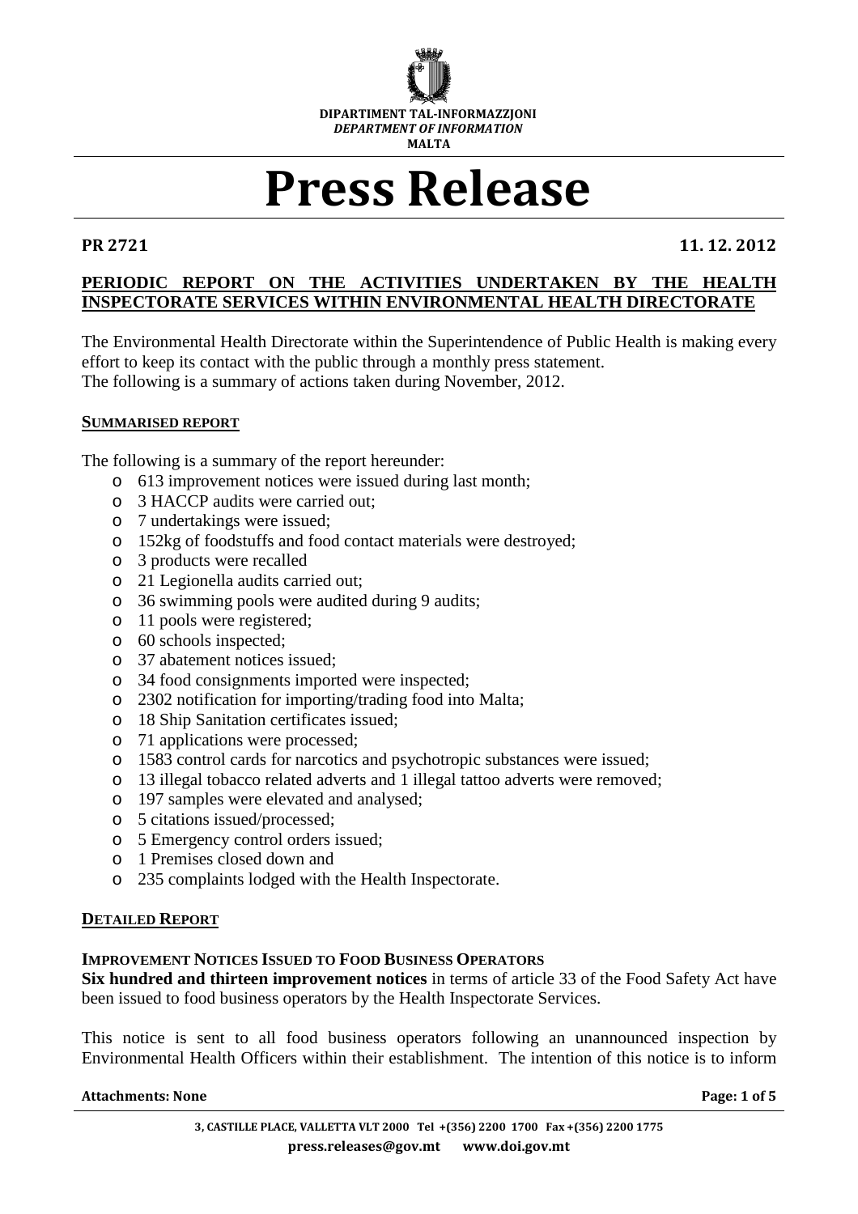**DIPARTIMENT TAL-INFORMAZZJONI**
*DEPARTMENT OF INFORMATION*
**MALTA**

# Press Release

**PR 2721** **11. 12. 2012**

## PERIODIC REPORT ON THE ACTIVITIES UNDERTAKEN BY THE HEALTH INSPECTORATE SERVICES WITHIN ENVIRONMENTAL HEALTH DIRECTORATE

The Environmental Health Directorate within the Superintendence of Public Health is making every effort to keep its contact with the public through a monthly press statement.
The following is a summary of actions taken during November, 2012.

### SUMMARISED REPORT

The following is a summary of the report hereunder:

- 613 improvement notices were issued during last month;
- 3 HACCP audits were carried out;
- 7 undertakings were issued;
- 152kg of foodstuffs and food contact materials were destroyed;
- 3 products were recalled
- 21 Legionella audits carried out;
- 36 swimming pools were audited during 9 audits;
- 11 pools were registered;
- 60 schools inspected;
- 37 abatement notices issued;
- 34 food consignments imported were inspected;
- 2302 notification for importing/trading food into Malta;
- 18 Ship Sanitation certificates issued;
- 71 applications were processed;
- 1583 control cards for narcotics and psychotropic substances were issued;
- 13 illegal tobacco related adverts and 1 illegal tattoo adverts were removed;
- 197 samples were elevated and analysed;
- 5 citations issued/processed;
- 5 Emergency control orders issued;
- 1 Premises closed down and
- 235 complaints lodged with the Health Inspectorate.

### DETAILED REPORT

#### IMPROVEMENT NOTICES ISSUED TO FOOD BUSINESS OPERATORS

**Six hundred and thirteen improvement notices** in terms of article 33 of the Food Safety Act have been issued to food business operators by the Health Inspectorate Services.

This notice is sent to all food business operators following an unannounced inspection by Environmental Health Officers within their establishment. The intention of this notice is to inform

**Attachments: None**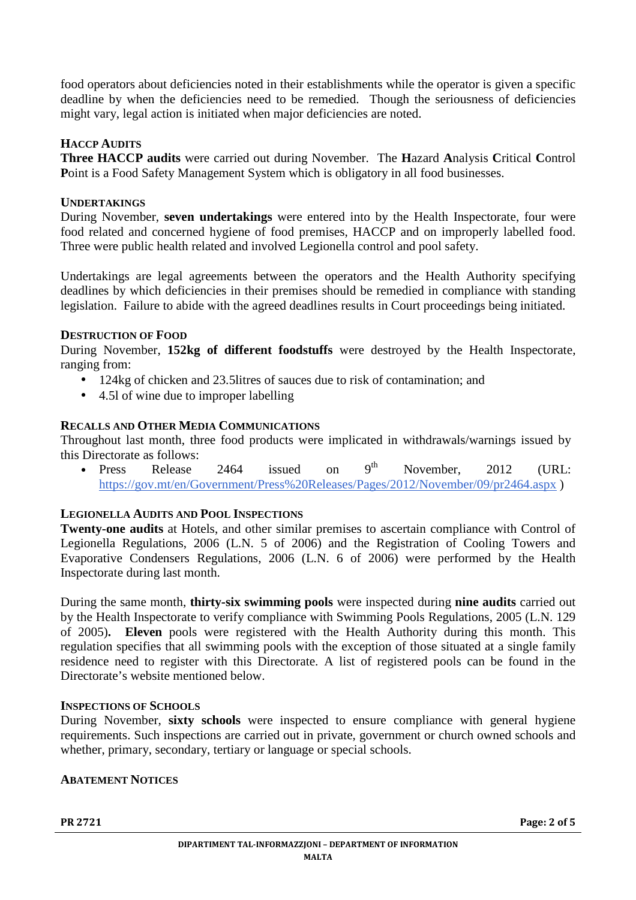food operators about deficiencies noted in their establishments while the operator is given a specific deadline by when the deficiencies need to be remedied. Though the seriousness of deficiencies might vary, legal action is initiated when major deficiencies are noted.

### HACCP Audits

**Three HACCP audits** were carried out during November. The **H**azard **A**nalysis **C**ritical **C**ontrol **P**oint is a Food Safety Management System which is obligatory in all food businesses.

### Undertakings

During November, **seven undertakings** were entered into by the Health Inspectorate, four were food related and concerned hygiene of food premises, HACCP and on improperly labelled food. Three were public health related and involved Legionella control and pool safety.

Undertakings are legal agreements between the operators and the Health Authority specifying deadlines by which deficiencies in their premises should be remedied in compliance with standing legislation. Failure to abide with the agreed deadlines results in Court proceedings being initiated.

### Destruction of Food

During November, **152kg of different foodstuffs** were destroyed by the Health Inspectorate, ranging from:

- 124kg of chicken and 23.5litres of sauces due to risk of contamination; and
- 4.5l of wine due to improper labelling

### Recalls and Other Media Communications

Throughout last month, three food products were implicated in withdrawals/warnings issued by this Directorate as follows:

- Press Release 2464 issued on 9th November, 2012 (URL: https://gov.mt/en/Government/Press%20Releases/Pages/2012/November/09/pr2464.aspx )

### Legionella Audits and Pool Inspections

**Twenty-one audits** at Hotels, and other similar premises to ascertain compliance with Control of Legionella Regulations, 2006 (L.N. 5 of 2006) and the Registration of Cooling Towers and Evaporative Condensers Regulations, 2006 (L.N. 6 of 2006) were performed by the Health Inspectorate during last month.

During the same month, **thirty-six swimming pools** were inspected during **nine audits** carried out by the Health Inspectorate to verify compliance with Swimming Pools Regulations, 2005 (L.N. 129 of 2005)**.** **Eleven** pools were registered with the Health Authority during this month. This regulation specifies that all swimming pools with the exception of those situated at a single family residence need to register with this Directorate. A list of registered pools can be found in the Directorate's website mentioned below.

### Inspections of Schools

During November, **sixty schools** were inspected to ensure compliance with general hygiene requirements. Such inspections are carried out in private, government or church owned schools and whether, primary, secondary, tertiary or language or special schools.

### Abatement Notices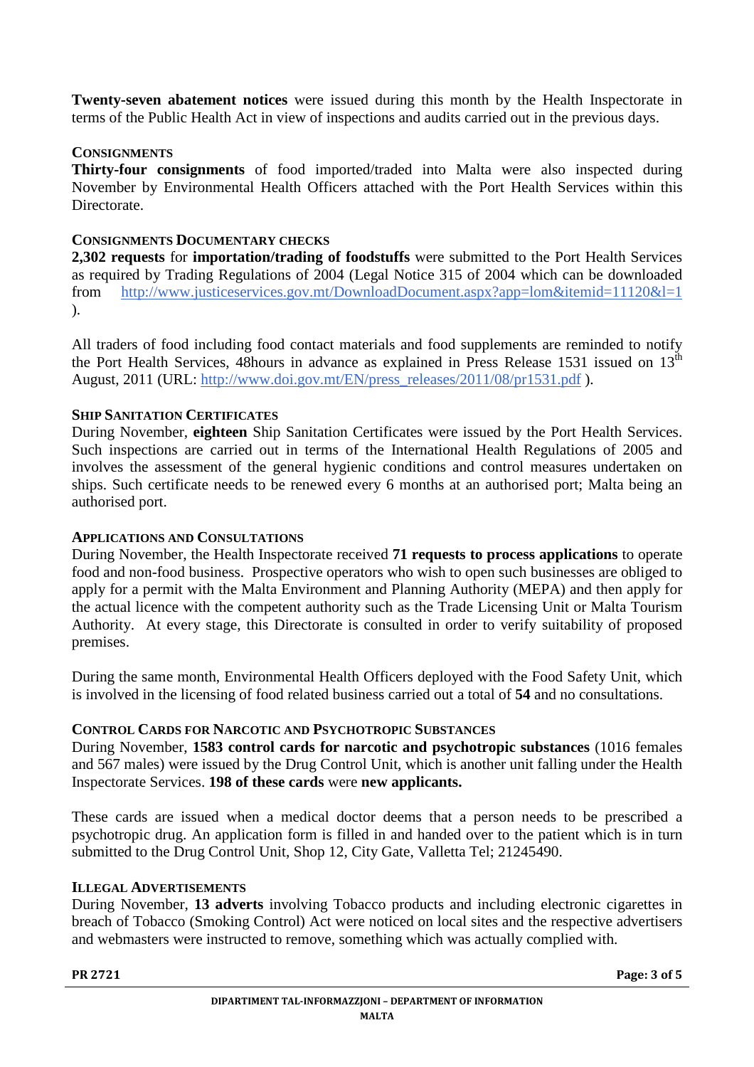**Twenty-seven abatement notices** were issued during this month by the Health Inspectorate in terms of the Public Health Act in view of inspections and audits carried out in the previous days.

### CONSIGNMENTS

**Thirty-four consignments** of food imported/traded into Malta were also inspected during November by Environmental Health Officers attached with the Port Health Services within this Directorate.

### CONSIGNMENTS DOCUMENTARY CHECKS

**2,302 requests** for **importation/trading of foodstuffs** were submitted to the Port Health Services as required by Trading Regulations of 2004 (Legal Notice 315 of 2004 which can be downloaded from http://www.justiceservices.gov.mt/DownloadDocument.aspx?app=lom&itemid=11120&l=1 ).

All traders of food including food contact materials and food supplements are reminded to notify the Port Health Services, 48hours in advance as explained in Press Release 1531 issued on 13th August, 2011 (URL: http://www.doi.gov.mt/EN/press_releases/2011/08/pr1531.pdf ).

### SHIP SANITATION CERTIFICATES

During November, **eighteen** Ship Sanitation Certificates were issued by the Port Health Services. Such inspections are carried out in terms of the International Health Regulations of 2005 and involves the assessment of the general hygienic conditions and control measures undertaken on ships. Such certificate needs to be renewed every 6 months at an authorised port; Malta being an authorised port.

### APPLICATIONS AND CONSULTATIONS

During November, the Health Inspectorate received **71 requests to process applications** to operate food and non-food business. Prospective operators who wish to open such businesses are obliged to apply for a permit with the Malta Environment and Planning Authority (MEPA) and then apply for the actual licence with the competent authority such as the Trade Licensing Unit or Malta Tourism Authority. At every stage, this Directorate is consulted in order to verify suitability of proposed premises.

During the same month, Environmental Health Officers deployed with the Food Safety Unit, which is involved in the licensing of food related business carried out a total of **54** and no consultations.

### CONTROL CARDS FOR NARCOTIC AND PSYCHOTROPIC SUBSTANCES

During November, **1583 control cards for narcotic and psychotropic substances** (1016 females and 567 males) were issued by the Drug Control Unit, which is another unit falling under the Health Inspectorate Services. **198 of these cards** were **new applicants.**

These cards are issued when a medical doctor deems that a person needs to be prescribed a psychotropic drug. An application form is filled in and handed over to the patient which is in turn submitted to the Drug Control Unit, Shop 12, City Gate, Valletta Tel; 21245490.

### ILLEGAL ADVERTISEMENTS

During November, **13 adverts** involving Tobacco products and including electronic cigarettes in breach of Tobacco (Smoking Control) Act were noticed on local sites and the respective advertisers and webmasters were instructed to remove, something which was actually complied with.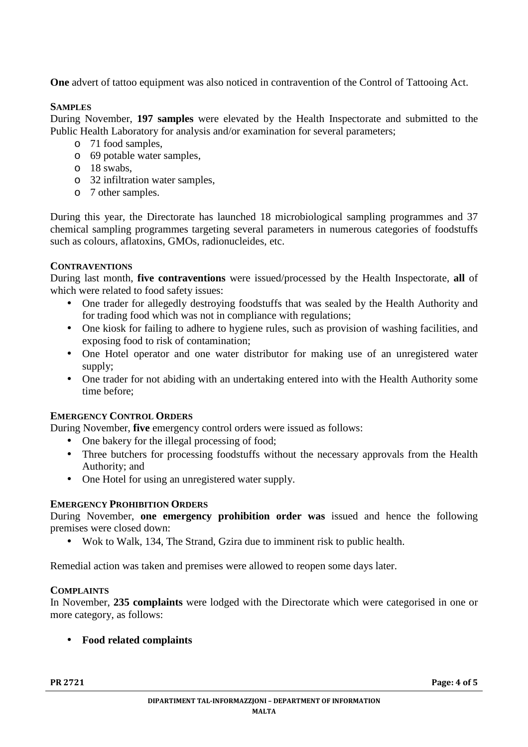**One** advert of tattoo equipment was also noticed in contravention of the Control of Tattooing Act.

### SAMPLES

During November, **197 samples** were elevated by the Health Inspectorate and submitted to the Public Health Laboratory for analysis and/or examination for several parameters;

- 71 food samples,
- 69 potable water samples,
- 18 swabs,
- 32 infiltration water samples,
- 7 other samples.

During this year, the Directorate has launched 18 microbiological sampling programmes and 37 chemical sampling programmes targeting several parameters in numerous categories of foodstuffs such as colours, aflatoxins, GMOs, radionucleides, etc.

### CONTRAVENTIONS

During last month, **five contraventions** were issued/processed by the Health Inspectorate, **all** of which were related to food safety issues:

- One trader for allegedly destroying foodstuffs that was sealed by the Health Authority and for trading food which was not in compliance with regulations;
- One kiosk for failing to adhere to hygiene rules, such as provision of washing facilities, and exposing food to risk of contamination;
- One Hotel operator and one water distributor for making use of an unregistered water supply;
- One trader for not abiding with an undertaking entered into with the Health Authority some time before;

### EMERGENCY CONTROL ORDERS

During November, **five** emergency control orders were issued as follows:

- One bakery for the illegal processing of food;
- Three butchers for processing foodstuffs without the necessary approvals from the Health Authority; and
- One Hotel for using an unregistered water supply.

### EMERGENCY PROHIBITION ORDERS

During November, **one emergency prohibition order was** issued and hence the following premises were closed down:

- Wok to Walk, 134, The Strand, Gzira due to imminent risk to public health.

Remedial action was taken and premises were allowed to reopen some days later.

### COMPLAINTS

In November, **235 complaints** were lodged with the Directorate which were categorised in one or more category, as follows:

- **Food related complaints**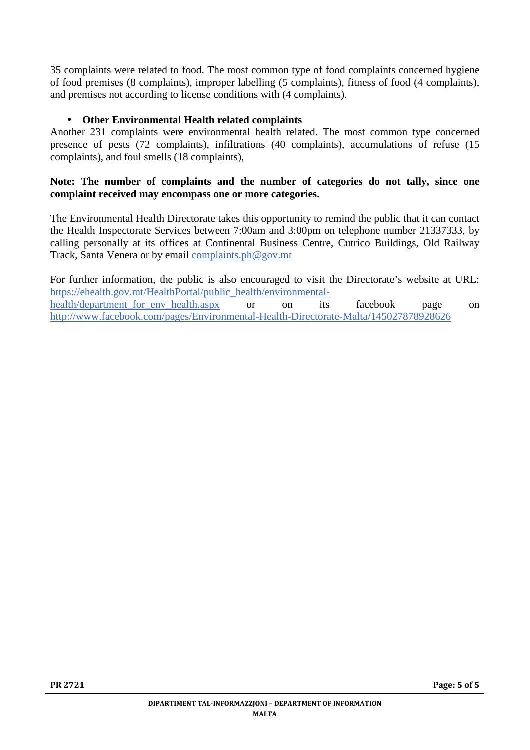35 complaints were related to food. The most common type of food complaints concerned hygiene of food premises (8 complaints), improper labelling (5 complaints), fitness of food (4 complaints), and premises not according to license conditions with (4 complaints).

- **Other Environmental Health related complaints**

Another 231 complaints were environmental health related. The most common type concerned presence of pests (72 complaints), infiltrations (40 complaints), accumulations of refuse (15 complaints), and foul smells (18 complaints),

**Note: The number of complaints and the number of categories do not tally, since one complaint received may encompass one or more categories.**

The Environmental Health Directorate takes this opportunity to remind the public that it can contact the Health Inspectorate Services between 7:00am and 3:00pm on telephone number 21337333, by calling personally at its offices at Continental Business Centre, Cutrico Buildings, Old Railway Track, Santa Venera or by email complaints.ph@gov.mt

For further information, the public is also encouraged to visit the Directorate's website at URL: https://ehealth.gov.mt/HealthPortal/public_health/environmental-health/department_for_env_health.aspx or on its facebook page on http://www.facebook.com/pages/Environmental-Health-Directorate-Malta/145027878928626

PR 2721

DIPARTIMENT TAL-INFORMAZZJONI – DEPARTMENT OF INFORMATION
MALTA